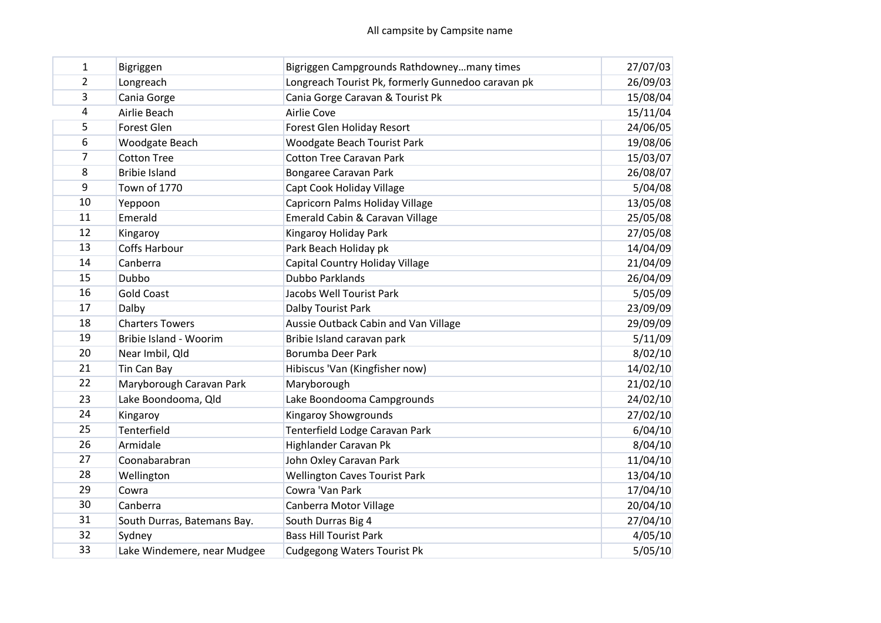All campsite by Campsite name

| | | | |
|---|---|---|---|
| 1 | Bigriggen | Bigriggen Campgrounds Rathdowney…many times | 27/07/03 |
| 2 | Longreach | Longreach Tourist Pk, formerly Gunnedoo caravan pk | 26/09/03 |
| 3 | Cania Gorge | Cania Gorge Caravan & Tourist Pk | 15/08/04 |
| 4 | Airlie Beach | Airlie Cove | 15/11/04 |
| 5 | Forest Glen | Forest Glen Holiday Resort | 24/06/05 |
| 6 | Woodgate Beach | Woodgate Beach Tourist Park | 19/08/06 |
| 7 | Cotton Tree | Cotton Tree Caravan Park | 15/03/07 |
| 8 | Bribie Island | Bongaree Caravan Park | 26/08/07 |
| 9 | Town of 1770 | Capt Cook Holiday Village | 5/04/08 |
| 10 | Yeppoon | Capricorn Palms Holiday Village | 13/05/08 |
| 11 | Emerald | Emerald Cabin & Caravan Village | 25/05/08 |
| 12 | Kingaroy | Kingaroy Holiday Park | 27/05/08 |
| 13 | Coffs Harbour | Park Beach Holiday pk | 14/04/09 |
| 14 | Canberra | Capital Country Holiday Village | 21/04/09 |
| 15 | Dubbo | Dubbo Parklands | 26/04/09 |
| 16 | Gold Coast | Jacobs Well Tourist Park | 5/05/09 |
| 17 | Dalby | Dalby Tourist Park | 23/09/09 |
| 18 | Charters Towers | Aussie Outback Cabin and Van Village | 29/09/09 |
| 19 | Bribie Island - Woorim | Bribie Island caravan park | 5/11/09 |
| 20 | Near Imbil, Qld | Borumba Deer Park | 8/02/10 |
| 21 | Tin Can Bay | Hibiscus 'Van (Kingfisher now) | 14/02/10 |
| 22 | Maryborough Caravan Park | Maryborough | 21/02/10 |
| 23 | Lake Boondooma, Qld | Lake Boondooma Campgrounds | 24/02/10 |
| 24 | Kingaroy | Kingaroy Showgrounds | 27/02/10 |
| 25 | Tenterfield | Tenterfield Lodge Caravan Park | 6/04/10 |
| 26 | Armidale | Highlander Caravan Pk | 8/04/10 |
| 27 | Coonabarabran | John Oxley Caravan Park | 11/04/10 |
| 28 | Wellington | Wellington Caves Tourist Park | 13/04/10 |
| 29 | Cowra | Cowra 'Van Park | 17/04/10 |
| 30 | Canberra | Canberra Motor Village | 20/04/10 |
| 31 | South Durras, Batemans Bay. | South Durras Big 4 | 27/04/10 |
| 32 | Sydney | Bass Hill Tourist Park | 4/05/10 |
| 33 | Lake Windemere, near Mudgee | Cudgegong Waters Tourist Pk | 5/05/10 |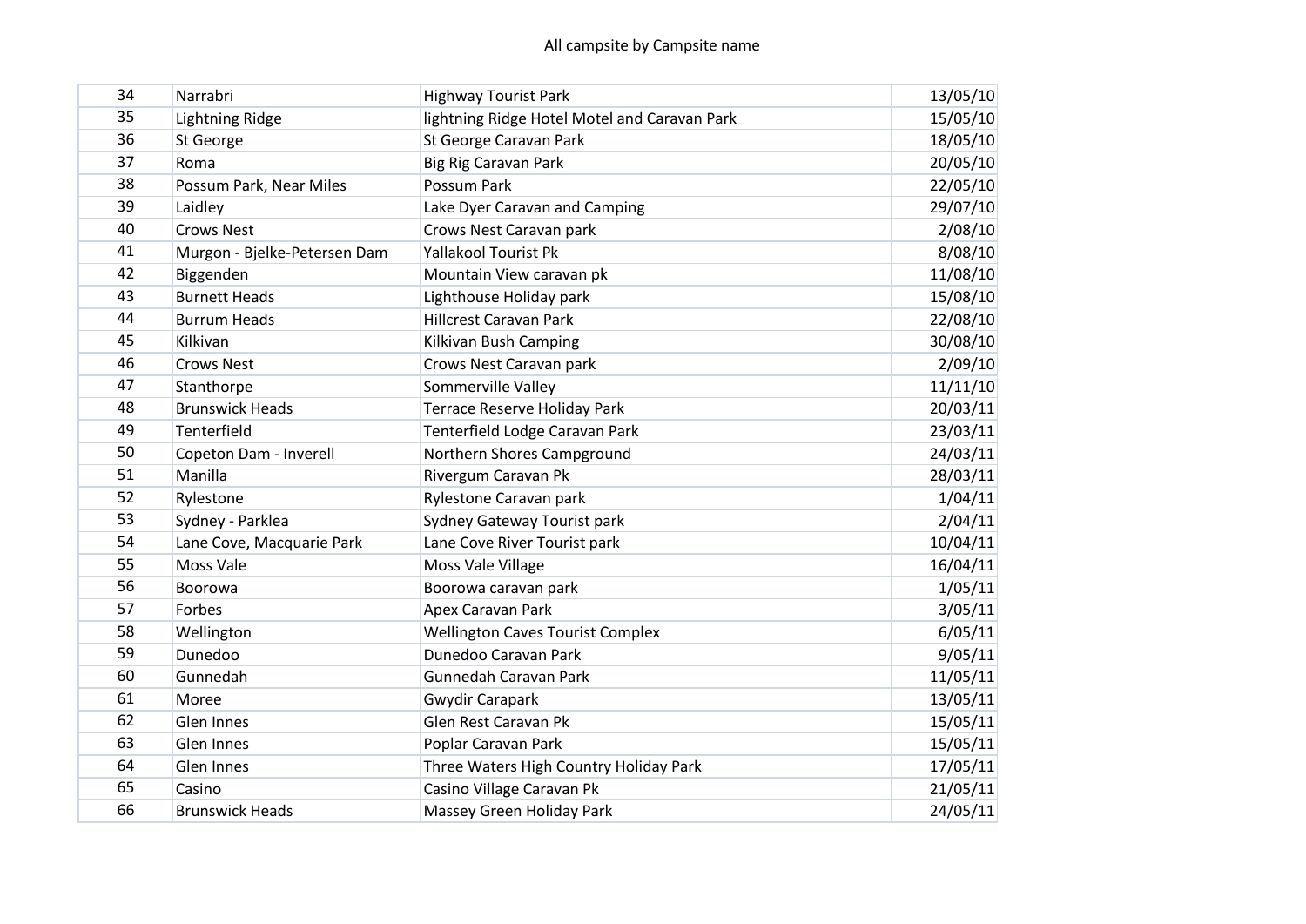All campsite by Campsite name

| | | | |
|---|---|---|---|
| 34 | Narrabri | Highway Tourist Park | 13/05/10 |
| 35 | Lightning Ridge | lightning Ridge Hotel Motel and Caravan Park | 15/05/10 |
| 36 | St George | St George Caravan Park | 18/05/10 |
| 37 | Roma | Big Rig Caravan Park | 20/05/10 |
| 38 | Possum Park, Near Miles | Possum Park | 22/05/10 |
| 39 | Laidley | Lake Dyer Caravan and Camping | 29/07/10 |
| 40 | Crows Nest | Crows Nest Caravan park | 2/08/10 |
| 41 | Murgon - Bjelke-Petersen Dam | Yallakool Tourist Pk | 8/08/10 |
| 42 | Biggenden | Mountain View caravan pk | 11/08/10 |
| 43 | Burnett Heads | Lighthouse Holiday park | 15/08/10 |
| 44 | Burrum Heads | Hillcrest Caravan Park | 22/08/10 |
| 45 | Kilkivan | Kilkivan Bush Camping | 30/08/10 |
| 46 | Crows Nest | Crows Nest Caravan park | 2/09/10 |
| 47 | Stanthorpe | Sommerville Valley | 11/11/10 |
| 48 | Brunswick Heads | Terrace Reserve Holiday Park | 20/03/11 |
| 49 | Tenterfield | Tenterfield Lodge Caravan Park | 23/03/11 |
| 50 | Copeton Dam - Inverell | Northern Shores Campground | 24/03/11 |
| 51 | Manilla | Rivergum Caravan Pk | 28/03/11 |
| 52 | Rylestone | Rylestone Caravan park | 1/04/11 |
| 53 | Sydney - Parklea | Sydney Gateway Tourist park | 2/04/11 |
| 54 | Lane Cove, Macquarie Park | Lane Cove River Tourist park | 10/04/11 |
| 55 | Moss Vale | Moss Vale Village | 16/04/11 |
| 56 | Boorowa | Boorowa caravan park | 1/05/11 |
| 57 | Forbes | Apex Caravan Park | 3/05/11 |
| 58 | Wellington | Wellington Caves Tourist Complex | 6/05/11 |
| 59 | Dunedoo | Dunedoo Caravan Park | 9/05/11 |
| 60 | Gunnedah | Gunnedah Caravan Park | 11/05/11 |
| 61 | Moree | Gwydir Carapark | 13/05/11 |
| 62 | Glen Innes | Glen Rest Caravan Pk | 15/05/11 |
| 63 | Glen Innes | Poplar Caravan Park | 15/05/11 |
| 64 | Glen Innes | Three Waters High Country Holiday Park | 17/05/11 |
| 65 | Casino | Casino Village Caravan Pk | 21/05/11 |
| 66 | Brunswick Heads | Massey Green Holiday Park | 24/05/11 |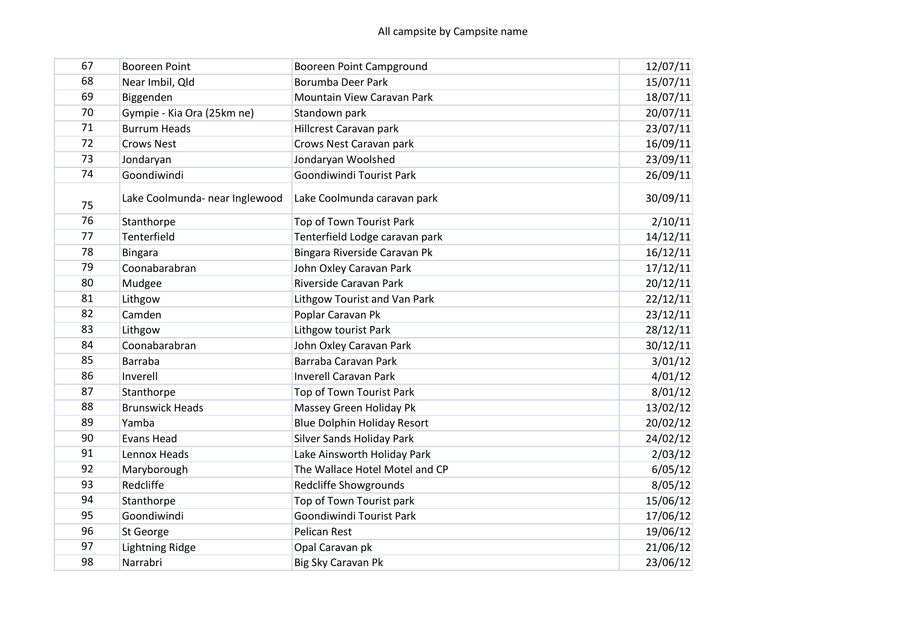All campsite by Campsite name

| | | | |
|---|---|---|---|
| 67 | Booreen Point | Booreen Point Campground | 12/07/11 |
| 68 | Near Imbil, Qld | Borumba Deer Park | 15/07/11 |
| 69 | Biggenden | Mountain View Caravan Park | 18/07/11 |
| 70 | Gympie - Kia Ora (25km ne) | Standown park | 20/07/11 |
| 71 | Burrum Heads | Hillcrest Caravan park | 23/07/11 |
| 72 | Crows Nest | Crows Nest Caravan park | 16/09/11 |
| 73 | Jondaryan | Jondaryan Woolshed | 23/09/11 |
| 74 | Goondiwindi | Goondiwindi Tourist Park | 26/09/11 |
| 75 | Lake Coolmunda- near Inglewood | Lake Coolmunda caravan park | 30/09/11 |
| 76 | Stanthorpe | Top of Town Tourist Park | 2/10/11 |
| 77 | Tenterfield | Tenterfield Lodge caravan park | 14/12/11 |
| 78 | Bingara | Bingara Riverside Caravan Pk | 16/12/11 |
| 79 | Coonabarabran | John Oxley Caravan Park | 17/12/11 |
| 80 | Mudgee | Riverside Caravan Park | 20/12/11 |
| 81 | Lithgow | Lithgow Tourist and Van Park | 22/12/11 |
| 82 | Camden | Poplar Caravan Pk | 23/12/11 |
| 83 | Lithgow | Lithgow tourist Park | 28/12/11 |
| 84 | Coonabarabran | John Oxley Caravan Park | 30/12/11 |
| 85 | Barraba | Barraba Caravan Park | 3/01/12 |
| 86 | Inverell | Inverell Caravan Park | 4/01/12 |
| 87 | Stanthorpe | Top of Town Tourist Park | 8/01/12 |
| 88 | Brunswick Heads | Massey Green Holiday Pk | 13/02/12 |
| 89 | Yamba | Blue Dolphin Holiday Resort | 20/02/12 |
| 90 | Evans Head | Silver Sands Holiday Park | 24/02/12 |
| 91 | Lennox Heads | Lake Ainsworth Holiday Park | 2/03/12 |
| 92 | Maryborough | The Wallace Hotel Motel and CP | 6/05/12 |
| 93 | Redcliffe | Redcliffe Showgrounds | 8/05/12 |
| 94 | Stanthorpe | Top of Town Tourist park | 15/06/12 |
| 95 | Goondiwindi | Goondiwindi Tourist Park | 17/06/12 |
| 96 | St George | Pelican Rest | 19/06/12 |
| 97 | Lightning Ridge | Opal Caravan pk | 21/06/12 |
| 98 | Narrabri | Big Sky Caravan Pk | 23/06/12 |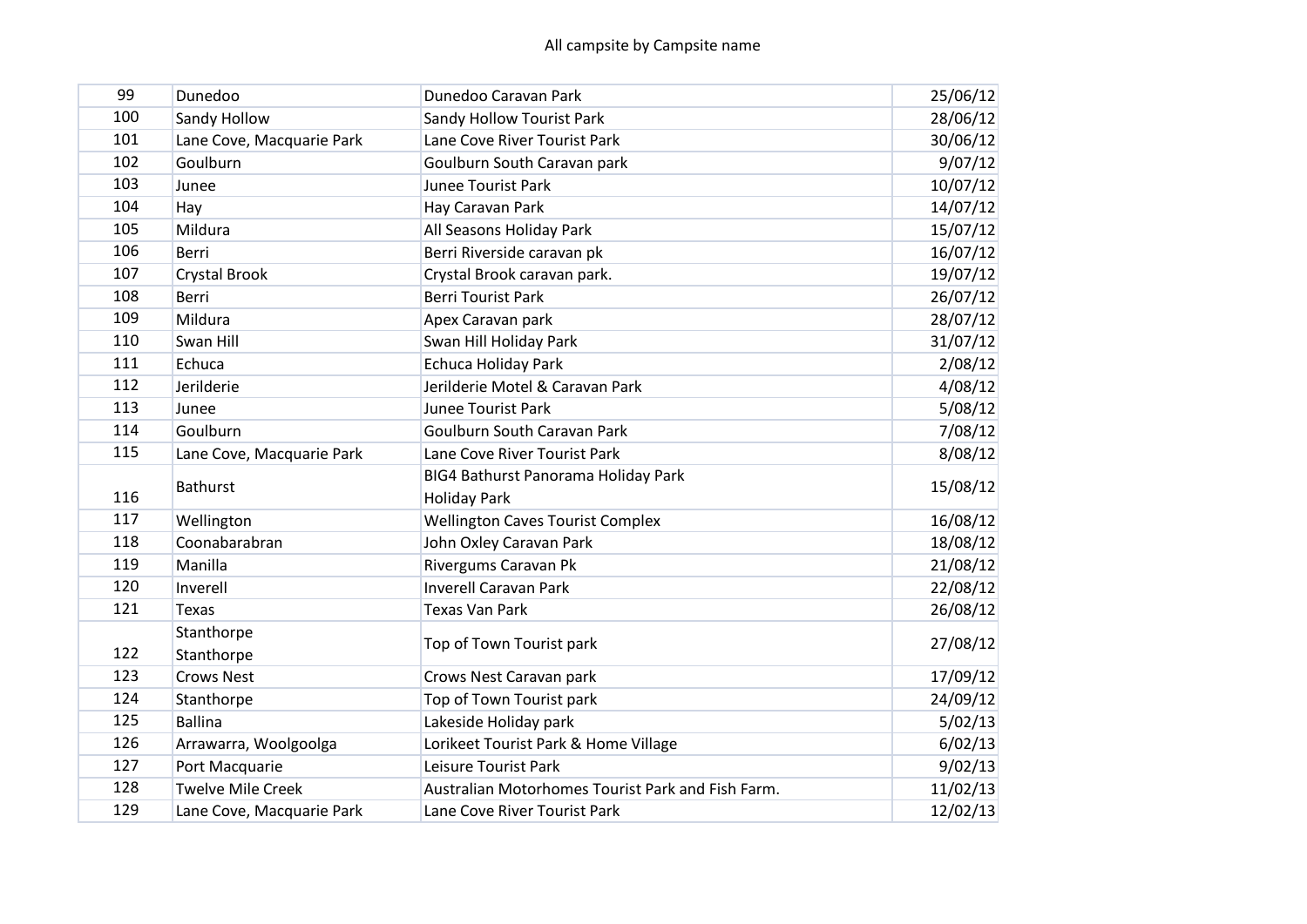All campsite by Campsite name

| | | | |
|---|---|---|---|
| 99 | Dunedoo | Dunedoo Caravan Park | 25/06/12 |
| 100 | Sandy Hollow | Sandy Hollow Tourist Park | 28/06/12 |
| 101 | Lane Cove, Macquarie Park | Lane Cove River Tourist Park | 30/06/12 |
| 102 | Goulburn | Goulburn South Caravan park | 9/07/12 |
| 103 | Junee | Junee Tourist Park | 10/07/12 |
| 104 | Hay | Hay Caravan Park | 14/07/12 |
| 105 | Mildura | All Seasons Holiday Park | 15/07/12 |
| 106 | Berri | Berri Riverside caravan pk | 16/07/12 |
| 107 | Crystal Brook | Crystal Brook caravan park. | 19/07/12 |
| 108 | Berri | Berri Tourist Park | 26/07/12 |
| 109 | Mildura | Apex Caravan park | 28/07/12 |
| 110 | Swan Hill | Swan Hill Holiday Park | 31/07/12 |
| 111 | Echuca | Echuca Holiday Park | 2/08/12 |
| 112 | Jerilderie | Jerilderie Motel & Caravan Park | 4/08/12 |
| 113 | Junee | Junee Tourist Park | 5/08/12 |
| 114 | Goulburn | Goulburn South Caravan Park | 7/08/12 |
| 115 | Lane Cove, Macquarie Park | Lane Cove River Tourist Park | 8/08/12 |
| 116 | Bathurst | BIG4 Bathurst Panorama Holiday Park Holiday Park | 15/08/12 |
| 117 | Wellington | Wellington Caves Tourist Complex | 16/08/12 |
| 118 | Coonabarabran | John Oxley Caravan Park | 18/08/12 |
| 119 | Manilla | Rivergums Caravan Pk | 21/08/12 |
| 120 | Inverell | Inverell Caravan Park | 22/08/12 |
| 121 | Texas | Texas Van Park | 26/08/12 |
| 122 | Stanthorpe Stanthorpe | Top of Town Tourist park | 27/08/12 |
| 123 | Crows Nest | Crows Nest Caravan park | 17/09/12 |
| 124 | Stanthorpe | Top of Town Tourist park | 24/09/12 |
| 125 | Ballina | Lakeside Holiday park | 5/02/13 |
| 126 | Arrawarra, Woolgoolga | Lorikeet Tourist Park & Home Village | 6/02/13 |
| 127 | Port Macquarie | Leisure Tourist Park | 9/02/13 |
| 128 | Twelve Mile Creek | Australian Motorhomes Tourist Park and Fish Farm. | 11/02/13 |
| 129 | Lane Cove, Macquarie Park | Lane Cove River Tourist Park | 12/02/13 |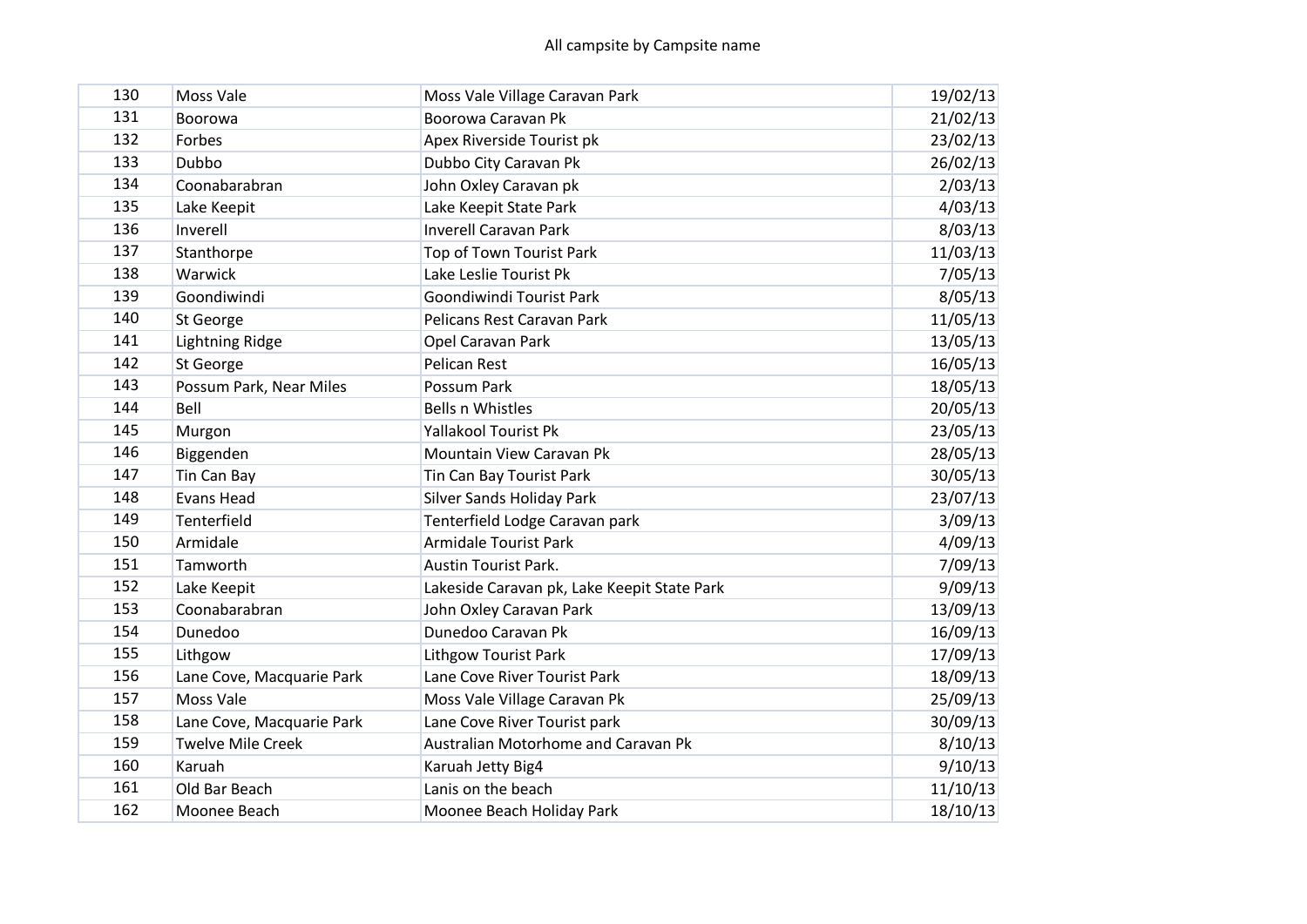| | | | |
|---|---|---|---|
| 130 | Moss Vale | Moss Vale Village Caravan Park | 19/02/13 |
| 131 | Boorowa | Boorowa Caravan Pk | 21/02/13 |
| 132 | Forbes | Apex Riverside Tourist pk | 23/02/13 |
| 133 | Dubbo | Dubbo City Caravan Pk | 26/02/13 |
| 134 | Coonabarabran | John Oxley Caravan pk | 2/03/13 |
| 135 | Lake Keepit | Lake Keepit State Park | 4/03/13 |
| 136 | Inverell | Inverell Caravan Park | 8/03/13 |
| 137 | Stanthorpe | Top of Town Tourist Park | 11/03/13 |
| 138 | Warwick | Lake Leslie Tourist Pk | 7/05/13 |
| 139 | Goondiwindi | Goondiwindi Tourist Park | 8/05/13 |
| 140 | St George | Pelicans Rest Caravan Park | 11/05/13 |
| 141 | Lightning Ridge | Opel Caravan Park | 13/05/13 |
| 142 | St George | Pelican Rest | 16/05/13 |
| 143 | Possum Park, Near Miles | Possum Park | 18/05/13 |
| 144 | Bell | Bells n Whistles | 20/05/13 |
| 145 | Murgon | Yallakool Tourist Pk | 23/05/13 |
| 146 | Biggenden | Mountain View Caravan Pk | 28/05/13 |
| 147 | Tin Can Bay | Tin Can Bay Tourist Park | 30/05/13 |
| 148 | Evans Head | Silver Sands Holiday Park | 23/07/13 |
| 149 | Tenterfield | Tenterfield Lodge Caravan park | 3/09/13 |
| 150 | Armidale | Armidale Tourist Park | 4/09/13 |
| 151 | Tamworth | Austin Tourist Park. | 7/09/13 |
| 152 | Lake Keepit | Lakeside Caravan pk, Lake Keepit State Park | 9/09/13 |
| 153 | Coonabarabran | John Oxley Caravan Park | 13/09/13 |
| 154 | Dunedoo | Dunedoo Caravan Pk | 16/09/13 |
| 155 | Lithgow | Lithgow Tourist Park | 17/09/13 |
| 156 | Lane Cove, Macquarie Park | Lane Cove River Tourist Park | 18/09/13 |
| 157 | Moss Vale | Moss Vale Village Caravan Pk | 25/09/13 |
| 158 | Lane Cove, Macquarie Park | Lane Cove River Tourist park | 30/09/13 |
| 159 | Twelve Mile Creek | Australian Motorhome and Caravan Pk | 8/10/13 |
| 160 | Karuah | Karuah Jetty Big4 | 9/10/13 |
| 161 | Old Bar Beach | Lanis on the beach | 11/10/13 |
| 162 | Moonee Beach | Moonee Beach Holiday Park | 18/10/13 |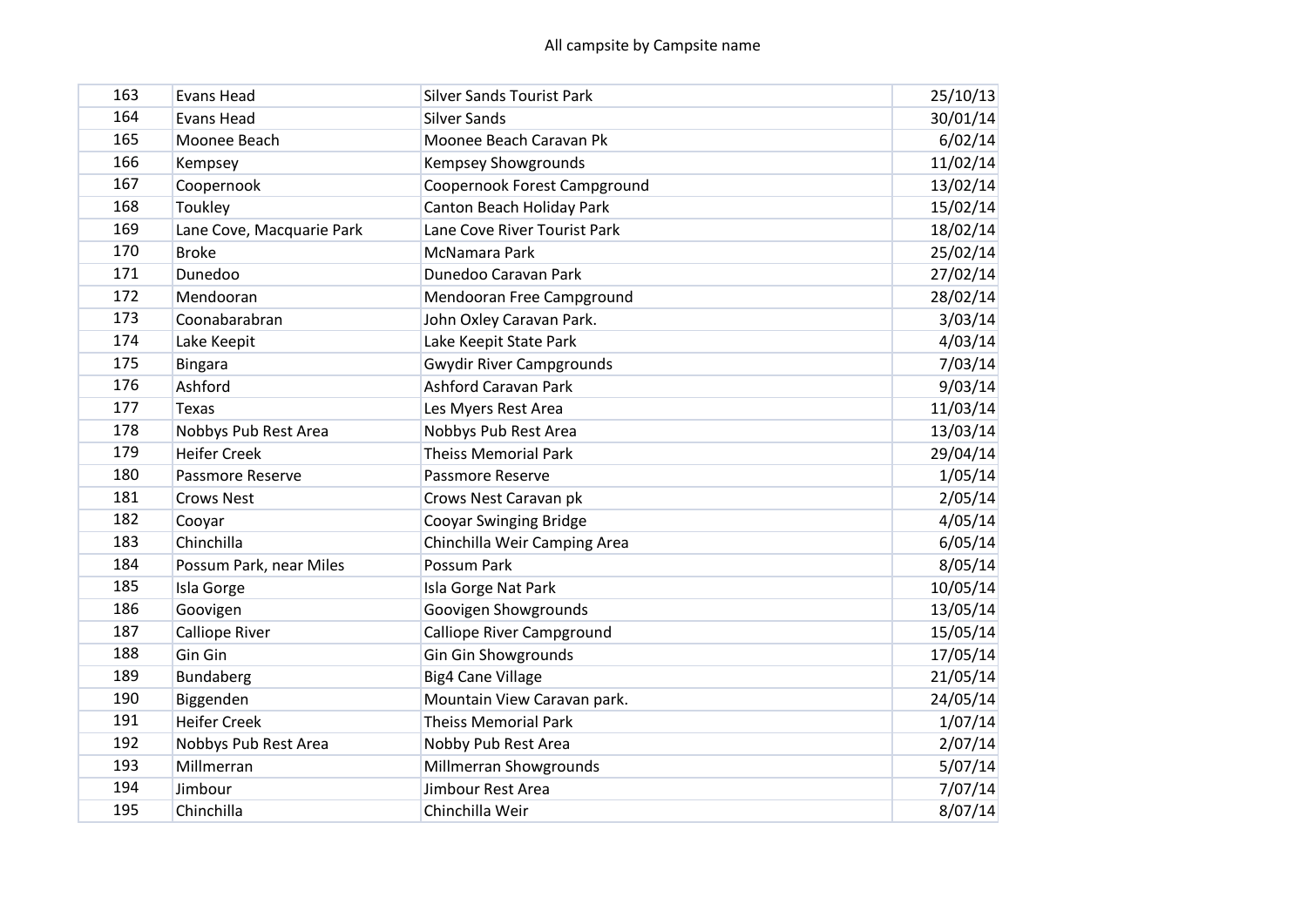All campsite by Campsite name

| | | | |
|---|---|---|---|
| 163 | Evans Head | Silver Sands Tourist Park | 25/10/13 |
| 164 | Evans Head | Silver Sands | 30/01/14 |
| 165 | Moonee Beach | Moonee Beach Caravan Pk | 6/02/14 |
| 166 | Kempsey | Kempsey Showgrounds | 11/02/14 |
| 167 | Coopernook | Coopernook Forest Campground | 13/02/14 |
| 168 | Toukley | Canton Beach Holiday Park | 15/02/14 |
| 169 | Lane Cove, Macquarie Park | Lane Cove River Tourist Park | 18/02/14 |
| 170 | Broke | McNamara Park | 25/02/14 |
| 171 | Dunedoo | Dunedoo Caravan Park | 27/02/14 |
| 172 | Mendooran | Mendooran Free Campground | 28/02/14 |
| 173 | Coonabarabran | John Oxley Caravan Park. | 3/03/14 |
| 174 | Lake Keepit | Lake Keepit State Park | 4/03/14 |
| 175 | Bingara | Gwydir River Campgrounds | 7/03/14 |
| 176 | Ashford | Ashford Caravan Park | 9/03/14 |
| 177 | Texas | Les Myers Rest Area | 11/03/14 |
| 178 | Nobbys Pub Rest Area | Nobbys Pub Rest Area | 13/03/14 |
| 179 | Heifer Creek | Theiss Memorial Park | 29/04/14 |
| 180 | Passmore Reserve | Passmore Reserve | 1/05/14 |
| 181 | Crows Nest | Crows Nest Caravan pk | 2/05/14 |
| 182 | Cooyar | Cooyar Swinging Bridge | 4/05/14 |
| 183 | Chinchilla | Chinchilla Weir Camping Area | 6/05/14 |
| 184 | Possum Park, near Miles | Possum Park | 8/05/14 |
| 185 | Isla Gorge | Isla Gorge Nat Park | 10/05/14 |
| 186 | Goovigen | Goovigen Showgrounds | 13/05/14 |
| 187 | Calliope River | Calliope River Campground | 15/05/14 |
| 188 | Gin Gin | Gin Gin Showgrounds | 17/05/14 |
| 189 | Bundaberg | Big4 Cane Village | 21/05/14 |
| 190 | Biggenden | Mountain View Caravan park. | 24/05/14 |
| 191 | Heifer Creek | Theiss Memorial Park | 1/07/14 |
| 192 | Nobbys Pub Rest Area | Nobby Pub Rest Area | 2/07/14 |
| 193 | Millmerran | Millmerran Showgrounds | 5/07/14 |
| 194 | Jimbour | Jimbour Rest Area | 7/07/14 |
| 195 | Chinchilla | Chinchilla Weir | 8/07/14 |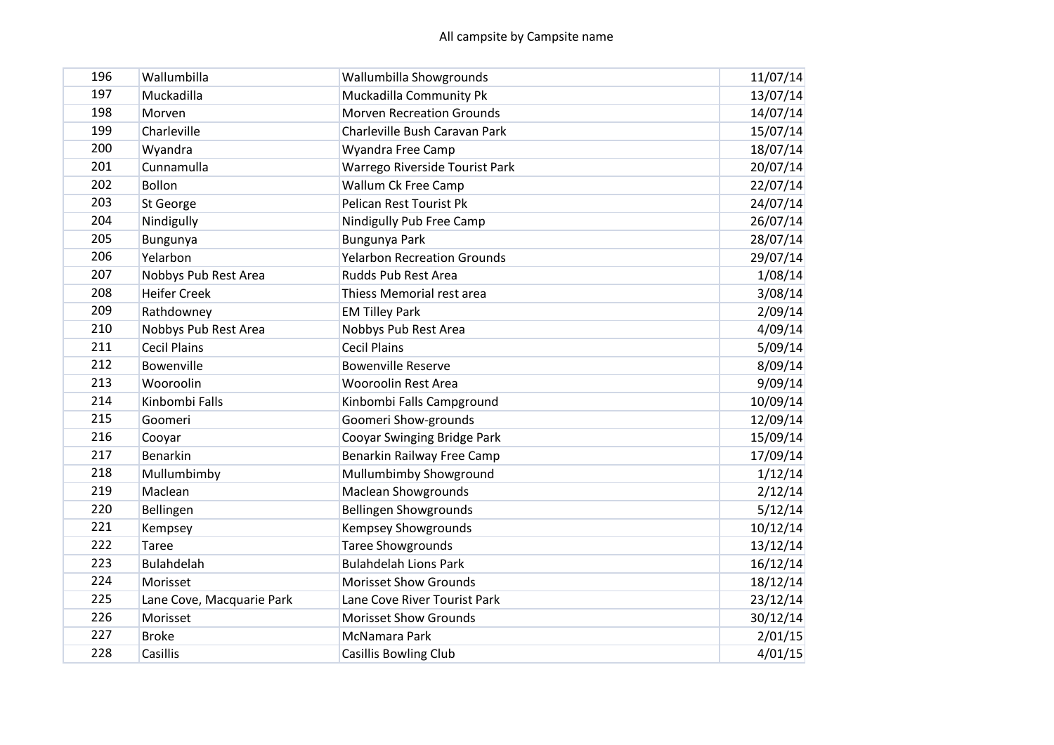| | | | |
|---|---|---|---|
| 196 | Wallumbilla | Wallumbilla Showgrounds | 11/07/14 |
| 197 | Muckadilla | Muckadilla Community Pk | 13/07/14 |
| 198 | Morven | Morven Recreation Grounds | 14/07/14 |
| 199 | Charleville | Charleville Bush Caravan Park | 15/07/14 |
| 200 | Wyandra | Wyandra Free Camp | 18/07/14 |
| 201 | Cunnamulla | Warrego Riverside Tourist Park | 20/07/14 |
| 202 | Bollon | Wallum Ck Free Camp | 22/07/14 |
| 203 | St George | Pelican Rest Tourist Pk | 24/07/14 |
| 204 | Nindigully | Nindigully Pub Free Camp | 26/07/14 |
| 205 | Bungunya | Bungunya Park | 28/07/14 |
| 206 | Yelarbon | Yelarbon Recreation Grounds | 29/07/14 |
| 207 | Nobbys Pub Rest Area | Rudds Pub Rest Area | 1/08/14 |
| 208 | Heifer Creek | Thiess Memorial rest area | 3/08/14 |
| 209 | Rathdowney | EM Tilley Park | 2/09/14 |
| 210 | Nobbys Pub Rest Area | Nobbys Pub Rest Area | 4/09/14 |
| 211 | Cecil Plains | Cecil Plains | 5/09/14 |
| 212 | Bowenville | Bowenville Reserve | 8/09/14 |
| 213 | Wooroolin | Wooroolin Rest Area | 9/09/14 |
| 214 | Kinbombi Falls | Kinbombi Falls Campground | 10/09/14 |
| 215 | Goomeri | Goomeri Show-grounds | 12/09/14 |
| 216 | Cooyar | Cooyar Swinging Bridge Park | 15/09/14 |
| 217 | Benarkin | Benarkin Railway Free Camp | 17/09/14 |
| 218 | Mullumbimby | Mullumbimby Showground | 1/12/14 |
| 219 | Maclean | Maclean Showgrounds | 2/12/14 |
| 220 | Bellingen | Bellingen Showgrounds | 5/12/14 |
| 221 | Kempsey | Kempsey Showgrounds | 10/12/14 |
| 222 | Taree | Taree Showgrounds | 13/12/14 |
| 223 | Bulahdelah | Bulahdelah Lions Park | 16/12/14 |
| 224 | Morisset | Morisset Show Grounds | 18/12/14 |
| 225 | Lane Cove, Macquarie Park | Lane Cove River Tourist Park | 23/12/14 |
| 226 | Morisset | Morisset Show Grounds | 30/12/14 |
| 227 | Broke | McNamara Park | 2/01/15 |
| 228 | Casillis | Casillis Bowling Club | 4/01/15 |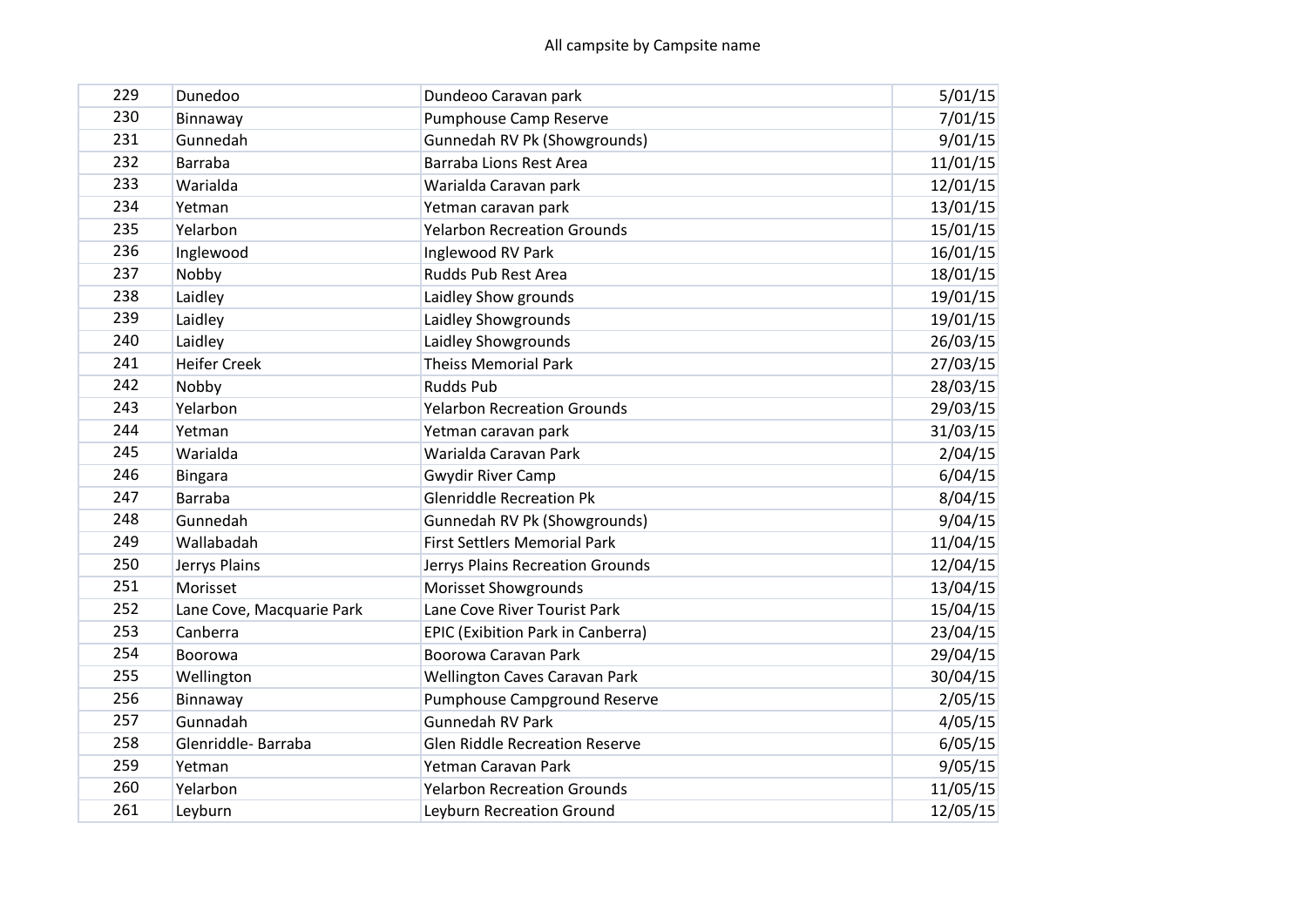All campsite by Campsite name

| | | | |
|---|---|---|---|
| 229 | Dunedoo | Dundeoo Caravan park | 5/01/15 |
| 230 | Binnaway | Pumphouse Camp Reserve | 7/01/15 |
| 231 | Gunnedah | Gunnedah RV Pk (Showgrounds) | 9/01/15 |
| 232 | Barraba | Barraba Lions Rest Area | 11/01/15 |
| 233 | Warialda | Warialda Caravan park | 12/01/15 |
| 234 | Yetman | Yetman caravan park | 13/01/15 |
| 235 | Yelarbon | Yelarbon Recreation Grounds | 15/01/15 |
| 236 | Inglewood | Inglewood RV Park | 16/01/15 |
| 237 | Nobby | Rudds Pub Rest Area | 18/01/15 |
| 238 | Laidley | Laidley Show grounds | 19/01/15 |
| 239 | Laidley | Laidley Showgrounds | 19/01/15 |
| 240 | Laidley | Laidley Showgrounds | 26/03/15 |
| 241 | Heifer Creek | Theiss Memorial Park | 27/03/15 |
| 242 | Nobby | Rudds Pub | 28/03/15 |
| 243 | Yelarbon | Yelarbon Recreation Grounds | 29/03/15 |
| 244 | Yetman | Yetman caravan park | 31/03/15 |
| 245 | Warialda | Warialda Caravan Park | 2/04/15 |
| 246 | Bingara | Gwydir River Camp | 6/04/15 |
| 247 | Barraba | Glenriddle Recreation Pk | 8/04/15 |
| 248 | Gunnedah | Gunnedah RV Pk (Showgrounds) | 9/04/15 |
| 249 | Wallabadah | First Settlers Memorial Park | 11/04/15 |
| 250 | Jerrys Plains | Jerrys Plains Recreation Grounds | 12/04/15 |
| 251 | Morisset | Morisset Showgrounds | 13/04/15 |
| 252 | Lane Cove, Macquarie Park | Lane Cove River Tourist Park | 15/04/15 |
| 253 | Canberra | EPIC (Exibition Park in Canberra) | 23/04/15 |
| 254 | Boorowa | Boorowa Caravan Park | 29/04/15 |
| 255 | Wellington | Wellington Caves Caravan Park | 30/04/15 |
| 256 | Binnaway | Pumphouse Campground Reserve | 2/05/15 |
| 257 | Gunnadah | Gunnedah RV Park | 4/05/15 |
| 258 | Glenriddle- Barraba | Glen Riddle Recreation Reserve | 6/05/15 |
| 259 | Yetman | Yetman Caravan Park | 9/05/15 |
| 260 | Yelarbon | Yelarbon Recreation Grounds | 11/05/15 |
| 261 | Leyburn | Leyburn Recreation Ground | 12/05/15 |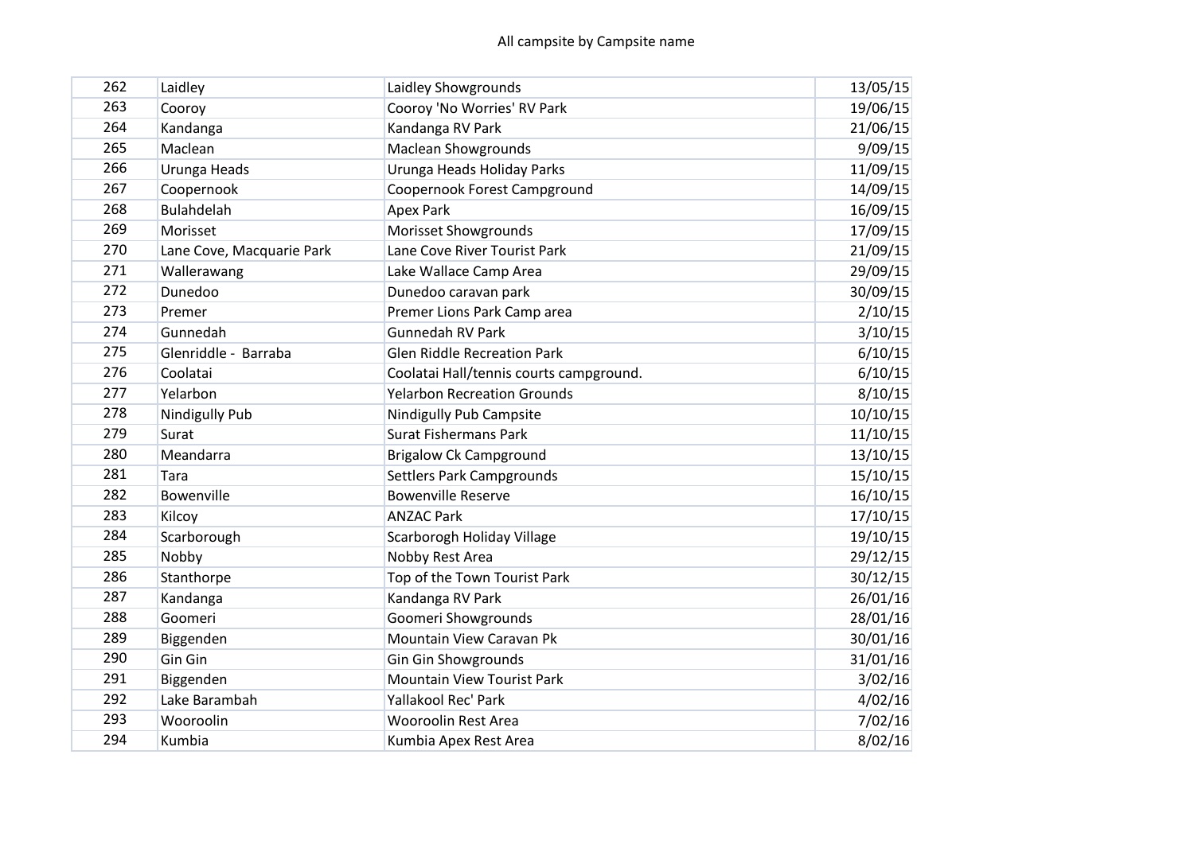All campsite by Campsite name

| | | | |
|---|---|---|---|
| 262 | Laidley | Laidley Showgrounds | 13/05/15 |
| 263 | Cooroy | Cooroy 'No Worries' RV Park | 19/06/15 |
| 264 | Kandanga | Kandanga RV Park | 21/06/15 |
| 265 | Maclean | Maclean Showgrounds | 9/09/15 |
| 266 | Urunga Heads | Urunga Heads Holiday Parks | 11/09/15 |
| 267 | Coopernook | Coopernook Forest Campground | 14/09/15 |
| 268 | Bulahdelah | Apex Park | 16/09/15 |
| 269 | Morisset | Morisset Showgrounds | 17/09/15 |
| 270 | Lane Cove, Macquarie Park | Lane Cove River Tourist Park | 21/09/15 |
| 271 | Wallerawang | Lake Wallace Camp Area | 29/09/15 |
| 272 | Dunedoo | Dunedoo caravan park | 30/09/15 |
| 273 | Premer | Premer Lions Park Camp area | 2/10/15 |
| 274 | Gunnedah | Gunnedah RV Park | 3/10/15 |
| 275 | Glenriddle - Barraba | Glen Riddle Recreation Park | 6/10/15 |
| 276 | Coolatai | Coolatai Hall/tennis courts campground. | 6/10/15 |
| 277 | Yelarbon | Yelarbon Recreation Grounds | 8/10/15 |
| 278 | Nindigully Pub | Nindigully Pub Campsite | 10/10/15 |
| 279 | Surat | Surat Fishermans Park | 11/10/15 |
| 280 | Meandarra | Brigalow Ck Campground | 13/10/15 |
| 281 | Tara | Settlers Park Campgrounds | 15/10/15 |
| 282 | Bowenville | Bowenville Reserve | 16/10/15 |
| 283 | Kilcoy | ANZAC Park | 17/10/15 |
| 284 | Scarborough | Scarborogh Holiday Village | 19/10/15 |
| 285 | Nobby | Nobby Rest Area | 29/12/15 |
| 286 | Stanthorpe | Top of the Town Tourist Park | 30/12/15 |
| 287 | Kandanga | Kandanga RV Park | 26/01/16 |
| 288 | Goomeri | Goomeri Showgrounds | 28/01/16 |
| 289 | Biggenden | Mountain View Caravan Pk | 30/01/16 |
| 290 | Gin Gin | Gin Gin Showgrounds | 31/01/16 |
| 291 | Biggenden | Mountain View Tourist Park | 3/02/16 |
| 292 | Lake Barambah | Yallakool Rec' Park | 4/02/16 |
| 293 | Wooroolin | Wooroolin Rest Area | 7/02/16 |
| 294 | Kumbia | Kumbia Apex Rest Area | 8/02/16 |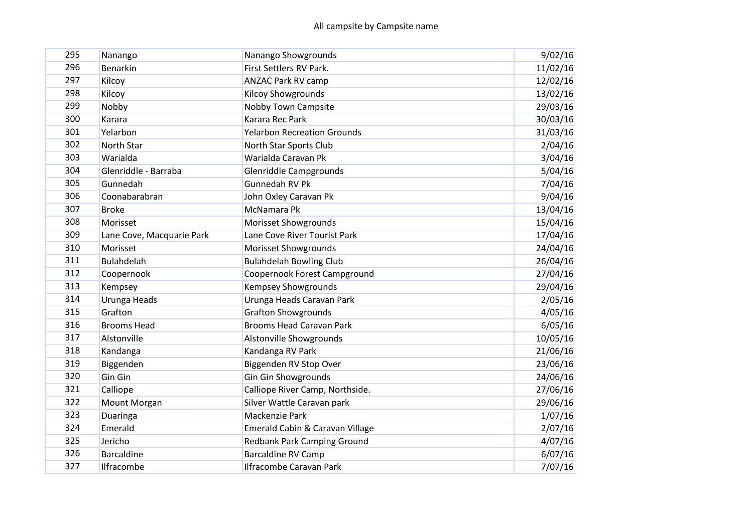| 295 | Nanango | Nanango Showgrounds | 9/02/16 |
|---|---|---|---|
| 296 | Benarkin | First Settlers RV Park. | 11/02/16 |
| 297 | Kilcoy | ANZAC Park RV camp | 12/02/16 |
| 298 | Kilcoy | Kilcoy Showgrounds | 13/02/16 |
| 299 | Nobby | Nobby Town Campsite | 29/03/16 |
| 300 | Karara | Karara Rec Park | 30/03/16 |
| 301 | Yelarbon | Yelarbon Recreation Grounds | 31/03/16 |
| 302 | North Star | North Star Sports Club | 2/04/16 |
| 303 | Warialda | Warialda Caravan Pk | 3/04/16 |
| 304 | Glenriddle - Barraba | Glenriddle Campgrounds | 5/04/16 |
| 305 | Gunnedah | Gunnedah RV Pk | 7/04/16 |
| 306 | Coonabarabran | John Oxley Caravan Pk | 9/04/16 |
| 307 | Broke | McNamara Pk | 13/04/16 |
| 308 | Morisset | Morisset Showgrounds | 15/04/16 |
| 309 | Lane Cove, Macquarie Park | Lane Cove River Tourist Park | 17/04/16 |
| 310 | Morisset | Morisset Showgrounds | 24/04/16 |
| 311 | Bulahdelah | Bulahdelah Bowling Club | 26/04/16 |
| 312 | Coopernook | Coopernook Forest Campground | 27/04/16 |
| 313 | Kempsey | Kempsey Showgrounds | 29/04/16 |
| 314 | Urunga Heads | Urunga Heads Caravan Park | 2/05/16 |
| 315 | Grafton | Grafton Showgrounds | 4/05/16 |
| 316 | Brooms Head | Brooms Head Caravan Park | 6/05/16 |
| 317 | Alstonville | Alstonville Showgrounds | 10/05/16 |
| 318 | Kandanga | Kandanga RV Park | 21/06/16 |
| 319 | Biggenden | Biggenden RV Stop Over | 23/06/16 |
| 320 | Gin Gin | Gin Gin Showgrounds | 24/06/16 |
| 321 | Calliope | Calliope River Camp, Northside. | 27/06/16 |
| 322 | Mount Morgan | Silver Wattle Caravan park | 29/06/16 |
| 323 | Duaringa | Mackenzie Park | 1/07/16 |
| 324 | Emerald | Emerald Cabin & Caravan Village | 2/07/16 |
| 325 | Jericho | Redbank Park Camping Ground | 4/07/16 |
| 326 | Barcaldine | Barcaldine RV Camp | 6/07/16 |
| 327 | Ilfracombe | Ilfracombe Caravan Park | 7/07/16 |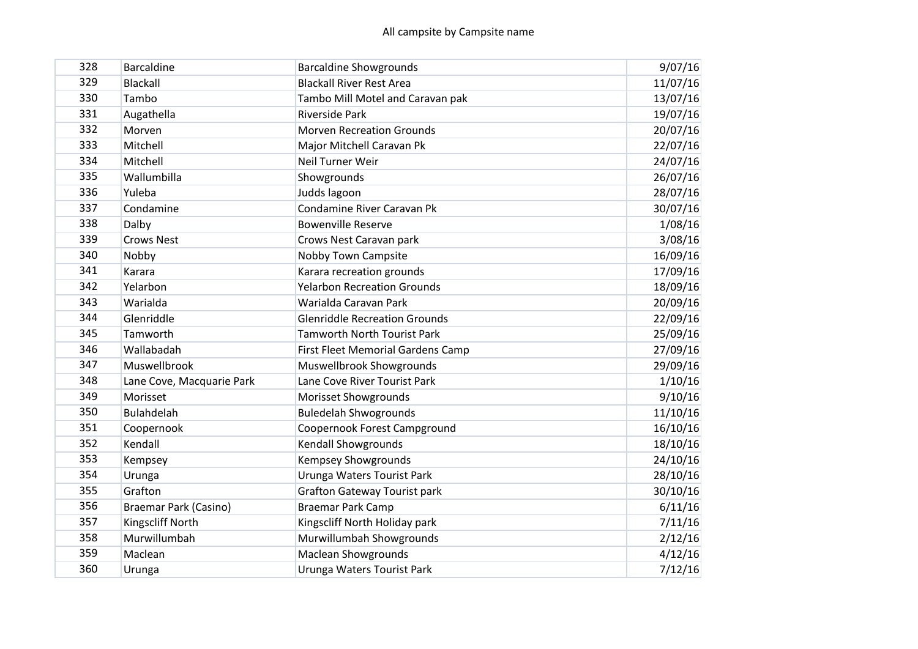All campsite by Campsite name

| | | | |
|---|---|---|---|
| 328 | Barcaldine | Barcaldine Showgrounds | 9/07/16 |
| 329 | Blackall | Blackall River Rest Area | 11/07/16 |
| 330 | Tambo | Tambo Mill Motel and Caravan pak | 13/07/16 |
| 331 | Augathella | Riverside Park | 19/07/16 |
| 332 | Morven | Morven Recreation Grounds | 20/07/16 |
| 333 | Mitchell | Major Mitchell Caravan Pk | 22/07/16 |
| 334 | Mitchell | Neil Turner Weir | 24/07/16 |
| 335 | Wallumbilla | Showgrounds | 26/07/16 |
| 336 | Yuleba | Judds lagoon | 28/07/16 |
| 337 | Condamine | Condamine River Caravan Pk | 30/07/16 |
| 338 | Dalby | Bowenville Reserve | 1/08/16 |
| 339 | Crows Nest | Crows Nest Caravan park | 3/08/16 |
| 340 | Nobby | Nobby Town Campsite | 16/09/16 |
| 341 | Karara | Karara recreation grounds | 17/09/16 |
| 342 | Yelarbon | Yelarbon Recreation Grounds | 18/09/16 |
| 343 | Warialda | Warialda Caravan Park | 20/09/16 |
| 344 | Glenriddle | Glenriddle Recreation Grounds | 22/09/16 |
| 345 | Tamworth | Tamworth North Tourist Park | 25/09/16 |
| 346 | Wallabadah | First Fleet Memorial Gardens Camp | 27/09/16 |
| 347 | Muswellbrook | Muswellbrook Showgrounds | 29/09/16 |
| 348 | Lane Cove, Macquarie Park | Lane Cove River Tourist Park | 1/10/16 |
| 349 | Morisset | Morisset Showgrounds | 9/10/16 |
| 350 | Bulahdelah | Buledelah Shwogrounds | 11/10/16 |
| 351 | Coopernook | Coopernook Forest Campground | 16/10/16 |
| 352 | Kendall | Kendall Showgrounds | 18/10/16 |
| 353 | Kempsey | Kempsey Showgrounds | 24/10/16 |
| 354 | Urunga | Urunga Waters Tourist Park | 28/10/16 |
| 355 | Grafton | Grafton Gateway Tourist park | 30/10/16 |
| 356 | Braemar Park (Casino) | Braemar Park Camp | 6/11/16 |
| 357 | Kingscliff North | Kingscliff North Holiday park | 7/11/16 |
| 358 | Murwillumbah | Murwillumbah Showgrounds | 2/12/16 |
| 359 | Maclean | Maclean Showgrounds | 4/12/16 |
| 360 | Urunga | Urunga Waters Tourist Park | 7/12/16 |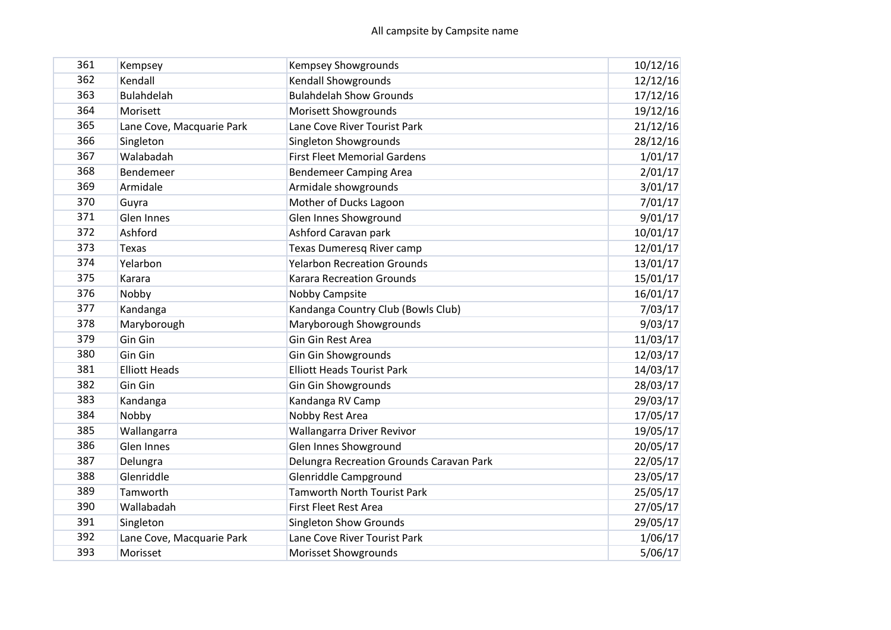| | | | |
|---|---|---|---|
| 361 | Kempsey | Kempsey Showgrounds | 10/12/16 |
| 362 | Kendall | Kendall Showgrounds | 12/12/16 |
| 363 | Bulahdelah | Bulahdelah Show Grounds | 17/12/16 |
| 364 | Morisett | Morisett Showgrounds | 19/12/16 |
| 365 | Lane Cove, Macquarie Park | Lane Cove River Tourist Park | 21/12/16 |
| 366 | Singleton | Singleton Showgrounds | 28/12/16 |
| 367 | Walabadah | First Fleet Memorial Gardens | 1/01/17 |
| 368 | Bendemeer | Bendemeer Camping Area | 2/01/17 |
| 369 | Armidale | Armidale showgrounds | 3/01/17 |
| 370 | Guyra | Mother of Ducks Lagoon | 7/01/17 |
| 371 | Glen Innes | Glen Innes Showground | 9/01/17 |
| 372 | Ashford | Ashford Caravan park | 10/01/17 |
| 373 | Texas | Texas Dumeresq River camp | 12/01/17 |
| 374 | Yelarbon | Yelarbon Recreation Grounds | 13/01/17 |
| 375 | Karara | Karara Recreation Grounds | 15/01/17 |
| 376 | Nobby | Nobby Campsite | 16/01/17 |
| 377 | Kandanga | Kandanga Country Club (Bowls Club) | 7/03/17 |
| 378 | Maryborough | Maryborough Showgrounds | 9/03/17 |
| 379 | Gin Gin | Gin Gin Rest Area | 11/03/17 |
| 380 | Gin Gin | Gin Gin Showgrounds | 12/03/17 |
| 381 | Elliott Heads | Elliott Heads Tourist Park | 14/03/17 |
| 382 | Gin Gin | Gin Gin Showgrounds | 28/03/17 |
| 383 | Kandanga | Kandanga RV Camp | 29/03/17 |
| 384 | Nobby | Nobby Rest Area | 17/05/17 |
| 385 | Wallangarra | Wallangarra Driver Revivor | 19/05/17 |
| 386 | Glen Innes | Glen Innes Showground | 20/05/17 |
| 387 | Delungra | Delungra Recreation Grounds Caravan Park | 22/05/17 |
| 388 | Glenriddle | Glenriddle Campground | 23/05/17 |
| 389 | Tamworth | Tamworth North Tourist Park | 25/05/17 |
| 390 | Wallabadah | First Fleet Rest Area | 27/05/17 |
| 391 | Singleton | Singleton Show Grounds | 29/05/17 |
| 392 | Lane Cove, Macquarie Park | Lane Cove River Tourist Park | 1/06/17 |
| 393 | Morisset | Morisset Showgrounds | 5/06/17 |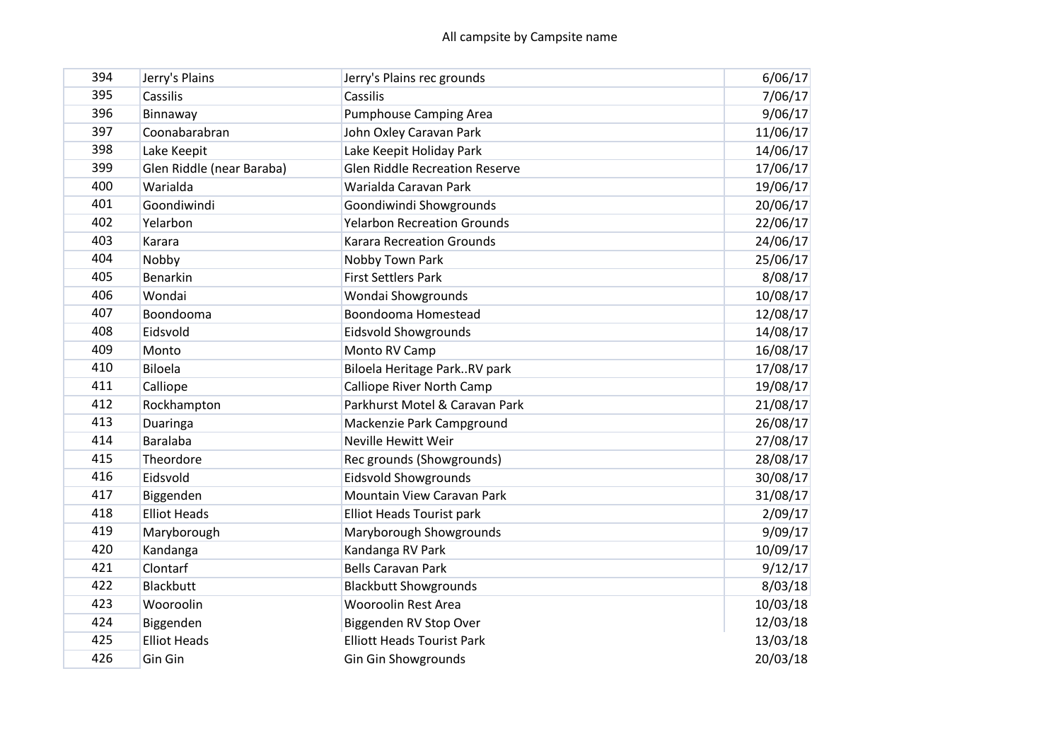All campsite by Campsite name

| | | | |
|---|---|---|---|
| 394 | Jerry's Plains | Jerry's Plains rec grounds | 6/06/17 |
| 395 | Cassilis | Cassilis | 7/06/17 |
| 396 | Binnaway | Pumphouse Camping Area | 9/06/17 |
| 397 | Coonabarabran | John Oxley Caravan Park | 11/06/17 |
| 398 | Lake Keepit | Lake Keepit Holiday Park | 14/06/17 |
| 399 | Glen Riddle (near Baraba) | Glen Riddle Recreation Reserve | 17/06/17 |
| 400 | Warialda | Warialda Caravan Park | 19/06/17 |
| 401 | Goondiwindi | Goondiwindi Showgrounds | 20/06/17 |
| 402 | Yelarbon | Yelarbon Recreation Grounds | 22/06/17 |
| 403 | Karara | Karara Recreation Grounds | 24/06/17 |
| 404 | Nobby | Nobby Town Park | 25/06/17 |
| 405 | Benarkin | First Settlers Park | 8/08/17 |
| 406 | Wondai | Wondai Showgrounds | 10/08/17 |
| 407 | Boondooma | Boondooma Homestead | 12/08/17 |
| 408 | Eidsvold | Eidsvold Showgrounds | 14/08/17 |
| 409 | Monto | Monto RV Camp | 16/08/17 |
| 410 | Biloela | Biloela Heritage Park..RV park | 17/08/17 |
| 411 | Calliope | Calliope River North Camp | 19/08/17 |
| 412 | Rockhampton | Parkhurst Motel & Caravan Park | 21/08/17 |
| 413 | Duaringa | Mackenzie Park Campground | 26/08/17 |
| 414 | Baralaba | Neville Hewitt Weir | 27/08/17 |
| 415 | Theordore | Rec grounds (Showgrounds) | 28/08/17 |
| 416 | Eidsvold | Eidsvold Showgrounds | 30/08/17 |
| 417 | Biggenden | Mountain View Caravan Park | 31/08/17 |
| 418 | Elliot Heads | Elliot Heads Tourist park | 2/09/17 |
| 419 | Maryborough | Maryborough Showgrounds | 9/09/17 |
| 420 | Kandanga | Kandanga RV Park | 10/09/17 |
| 421 | Clontarf | Bells Caravan Park | 9/12/17 |
| 422 | Blackbutt | Blackbutt Showgrounds | 8/03/18 |
| 423 | Wooroolin | Wooroolin Rest Area | 10/03/18 |
| 424 | Biggenden | Biggenden RV Stop Over | 12/03/18 |
| 425 | Elliot Heads | Elliott Heads Tourist Park | 13/03/18 |
| 426 | Gin Gin | Gin Gin Showgrounds | 20/03/18 |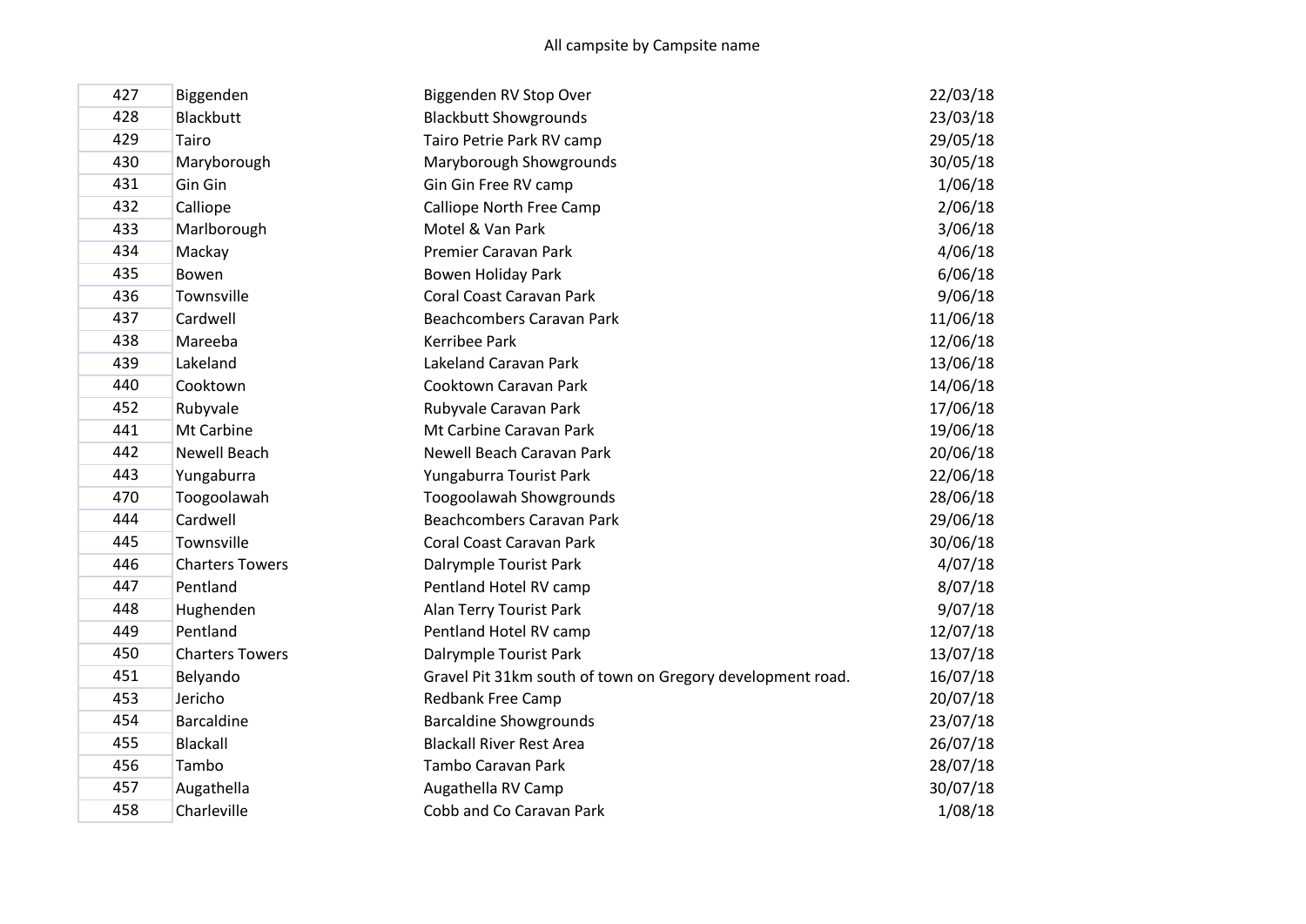All campsite by Campsite name

| | | | |
|---|---|---|---|
| 427 | Biggenden | Biggenden RV Stop Over | 22/03/18 |
| 428 | Blackbutt | Blackbutt Showgrounds | 23/03/18 |
| 429 | Tairo | Tairo Petrie Park RV camp | 29/05/18 |
| 430 | Maryborough | Maryborough Showgrounds | 30/05/18 |
| 431 | Gin Gin | Gin Gin Free RV camp | 1/06/18 |
| 432 | Calliope | Calliope North Free Camp | 2/06/18 |
| 433 | Marlborough | Motel & Van Park | 3/06/18 |
| 434 | Mackay | Premier Caravan Park | 4/06/18 |
| 435 | Bowen | Bowen Holiday Park | 6/06/18 |
| 436 | Townsville | Coral Coast Caravan Park | 9/06/18 |
| 437 | Cardwell | Beachcombers Caravan Park | 11/06/18 |
| 438 | Mareeba | Kerribee Park | 12/06/18 |
| 439 | Lakeland | Lakeland Caravan Park | 13/06/18 |
| 440 | Cooktown | Cooktown Caravan Park | 14/06/18 |
| 452 | Rubyvale | Rubyvale Caravan Park | 17/06/18 |
| 441 | Mt Carbine | Mt Carbine Caravan Park | 19/06/18 |
| 442 | Newell Beach | Newell Beach Caravan Park | 20/06/18 |
| 443 | Yungaburra | Yungaburra Tourist Park | 22/06/18 |
| 470 | Toogoolawah | Toogoolawah Showgrounds | 28/06/18 |
| 444 | Cardwell | Beachcombers Caravan Park | 29/06/18 |
| 445 | Townsville | Coral Coast Caravan Park | 30/06/18 |
| 446 | Charters Towers | Dalrymple Tourist Park | 4/07/18 |
| 447 | Pentland | Pentland Hotel RV camp | 8/07/18 |
| 448 | Hughenden | Alan Terry Tourist Park | 9/07/18 |
| 449 | Pentland | Pentland Hotel RV camp | 12/07/18 |
| 450 | Charters Towers | Dalrymple Tourist Park | 13/07/18 |
| 451 | Belyando | Gravel Pit 31km south of town on Gregory development road. | 16/07/18 |
| 453 | Jericho | Redbank Free Camp | 20/07/18 |
| 454 | Barcaldine | Barcaldine Showgrounds | 23/07/18 |
| 455 | Blackall | Blackall River Rest Area | 26/07/18 |
| 456 | Tambo | Tambo Caravan Park | 28/07/18 |
| 457 | Augathella | Augathella RV Camp | 30/07/18 |
| 458 | Charleville | Cobb and Co Caravan Park | 1/08/18 |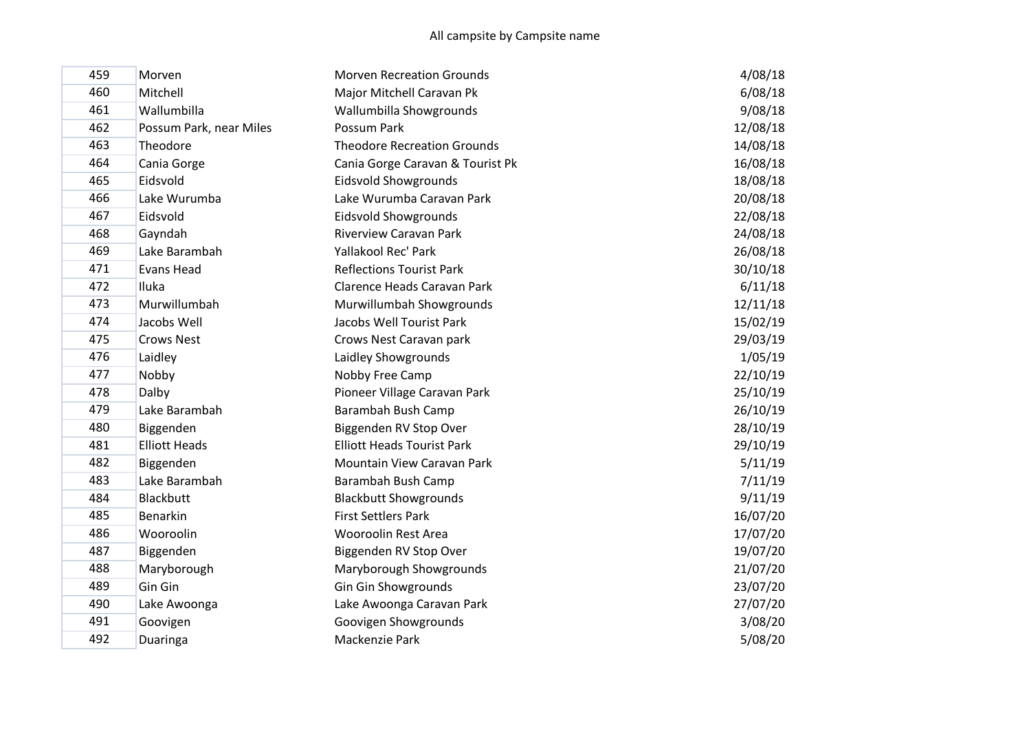All campsite by Campsite name

| | | | |
|---|---|---|---|
| 459 | Morven | Morven Recreation Grounds | 4/08/18 |
| 460 | Mitchell | Major Mitchell Caravan Pk | 6/08/18 |
| 461 | Wallumbilla | Wallumbilla Showgrounds | 9/08/18 |
| 462 | Possum Park, near Miles | Possum Park | 12/08/18 |
| 463 | Theodore | Theodore Recreation Grounds | 14/08/18 |
| 464 | Cania Gorge | Cania Gorge Caravan & Tourist Pk | 16/08/18 |
| 465 | Eidsvold | Eidsvold Showgrounds | 18/08/18 |
| 466 | Lake Wurumba | Lake Wurumba Caravan Park | 20/08/18 |
| 467 | Eidsvold | Eidsvold Showgrounds | 22/08/18 |
| 468 | Gayndah | Riverview Caravan Park | 24/08/18 |
| 469 | Lake Barambah | Yallakool Rec' Park | 26/08/18 |
| 471 | Evans Head | Reflections Tourist Park | 30/10/18 |
| 472 | Iluka | Clarence Heads Caravan Park | 6/11/18 |
| 473 | Murwillumbah | Murwillumbah Showgrounds | 12/11/18 |
| 474 | Jacobs Well | Jacobs Well Tourist Park | 15/02/19 |
| 475 | Crows Nest | Crows Nest Caravan park | 29/03/19 |
| 476 | Laidley | Laidley Showgrounds | 1/05/19 |
| 477 | Nobby | Nobby Free Camp | 22/10/19 |
| 478 | Dalby | Pioneer Village Caravan Park | 25/10/19 |
| 479 | Lake Barambah | Barambah Bush Camp | 26/10/19 |
| 480 | Biggenden | Biggenden RV Stop Over | 28/10/19 |
| 481 | Elliott Heads | Elliott Heads Tourist Park | 29/10/19 |
| 482 | Biggenden | Mountain View Caravan Park | 5/11/19 |
| 483 | Lake Barambah | Barambah Bush Camp | 7/11/19 |
| 484 | Blackbutt | Blackbutt Showgrounds | 9/11/19 |
| 485 | Benarkin | First Settlers Park | 16/07/20 |
| 486 | Wooroolin | Wooroolin Rest Area | 17/07/20 |
| 487 | Biggenden | Biggenden RV Stop Over | 19/07/20 |
| 488 | Maryborough | Maryborough Showgrounds | 21/07/20 |
| 489 | Gin Gin | Gin Gin Showgrounds | 23/07/20 |
| 490 | Lake Awoonga | Lake Awoonga Caravan Park | 27/07/20 |
| 491 | Goovigen | Goovigen Showgrounds | 3/08/20 |
| 492 | Duaringa | Mackenzie Park | 5/08/20 |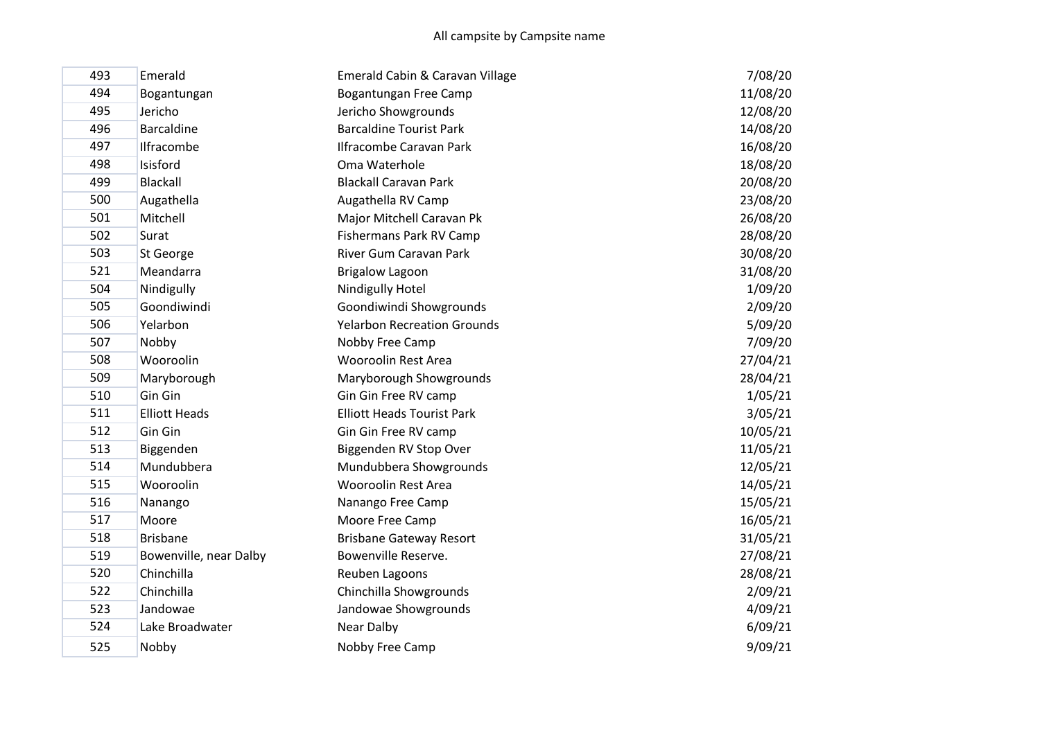All campsite by Campsite name

| | | | |
|---|---|---|---|
| 493 | Emerald | Emerald Cabin & Caravan Village | 7/08/20 |
| 494 | Bogantungan | Bogantungan Free Camp | 11/08/20 |
| 495 | Jericho | Jericho Showgrounds | 12/08/20 |
| 496 | Barcaldine | Barcaldine Tourist Park | 14/08/20 |
| 497 | Ilfracombe | Ilfracombe Caravan Park | 16/08/20 |
| 498 | Isisford | Oma Waterhole | 18/08/20 |
| 499 | Blackall | Blackall Caravan Park | 20/08/20 |
| 500 | Augathella | Augathella RV Camp | 23/08/20 |
| 501 | Mitchell | Major Mitchell Caravan Pk | 26/08/20 |
| 502 | Surat | Fishermans Park RV Camp | 28/08/20 |
| 503 | St George | River Gum Caravan Park | 30/08/20 |
| 521 | Meandarra | Brigalow Lagoon | 31/08/20 |
| 504 | Nindigully | Nindigully Hotel | 1/09/20 |
| 505 | Goondiwindi | Goondiwindi Showgrounds | 2/09/20 |
| 506 | Yelarbon | Yelarbon Recreation Grounds | 5/09/20 |
| 507 | Nobby | Nobby Free Camp | 7/09/20 |
| 508 | Wooroolin | Wooroolin Rest Area | 27/04/21 |
| 509 | Maryborough | Maryborough Showgrounds | 28/04/21 |
| 510 | Gin Gin | Gin Gin Free RV camp | 1/05/21 |
| 511 | Elliott Heads | Elliott Heads Tourist Park | 3/05/21 |
| 512 | Gin Gin | Gin Gin Free RV camp | 10/05/21 |
| 513 | Biggenden | Biggenden RV Stop Over | 11/05/21 |
| 514 | Mundubbera | Mundubbera Showgrounds | 12/05/21 |
| 515 | Wooroolin | Wooroolin Rest Area | 14/05/21 |
| 516 | Nanango | Nanango Free Camp | 15/05/21 |
| 517 | Moore | Moore Free Camp | 16/05/21 |
| 518 | Brisbane | Brisbane Gateway Resort | 31/05/21 |
| 519 | Bowenville, near Dalby | Bowenville Reserve. | 27/08/21 |
| 520 | Chinchilla | Reuben Lagoons | 28/08/21 |
| 522 | Chinchilla | Chinchilla Showgrounds | 2/09/21 |
| 523 | Jandowae | Jandowae Showgrounds | 4/09/21 |
| 524 | Lake Broadwater | Near Dalby | 6/09/21 |
| 525 | Nobby | Nobby Free Camp | 9/09/21 |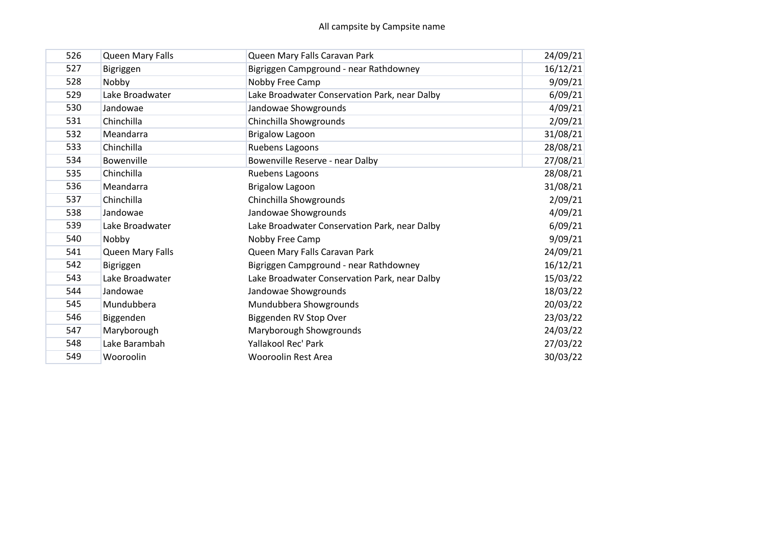All campsite by Campsite name

| | | | |
|---|---|---|---|
| 526 | Queen Mary Falls | Queen Mary Falls Caravan Park | 24/09/21 |
| 527 | Bigriggen | Bigriggen Campground - near Rathdowney | 16/12/21 |
| 528 | Nobby | Nobby Free Camp | 9/09/21 |
| 529 | Lake Broadwater | Lake Broadwater Conservation Park, near Dalby | 6/09/21 |
| 530 | Jandowae | Jandowae Showgrounds | 4/09/21 |
| 531 | Chinchilla | Chinchilla Showgrounds | 2/09/21 |
| 532 | Meandarra | Brigalow Lagoon | 31/08/21 |
| 533 | Chinchilla | Ruebens Lagoons | 28/08/21 |
| 534 | Bowenville | Bowenville Reserve - near Dalby | 27/08/21 |
| 535 | Chinchilla | Ruebens Lagoons | 28/08/21 |
| 536 | Meandarra | Brigalow Lagoon | 31/08/21 |
| 537 | Chinchilla | Chinchilla Showgrounds | 2/09/21 |
| 538 | Jandowae | Jandowae Showgrounds | 4/09/21 |
| 539 | Lake Broadwater | Lake Broadwater Conservation Park, near Dalby | 6/09/21 |
| 540 | Nobby | Nobby Free Camp | 9/09/21 |
| 541 | Queen Mary Falls | Queen Mary Falls Caravan Park | 24/09/21 |
| 542 | Bigriggen | Bigriggen Campground - near Rathdowney | 16/12/21 |
| 543 | Lake Broadwater | Lake Broadwater Conservation Park, near Dalby | 15/03/22 |
| 544 | Jandowae | Jandowae Showgrounds | 18/03/22 |
| 545 | Mundubbera | Mundubbera Showgrounds | 20/03/22 |
| 546 | Biggenden | Biggenden RV Stop Over | 23/03/22 |
| 547 | Maryborough | Maryborough Showgrounds | 24/03/22 |
| 548 | Lake Barambah | Yallakool Rec' Park | 27/03/22 |
| 549 | Wooroolin | Wooroolin Rest Area | 30/03/22 |